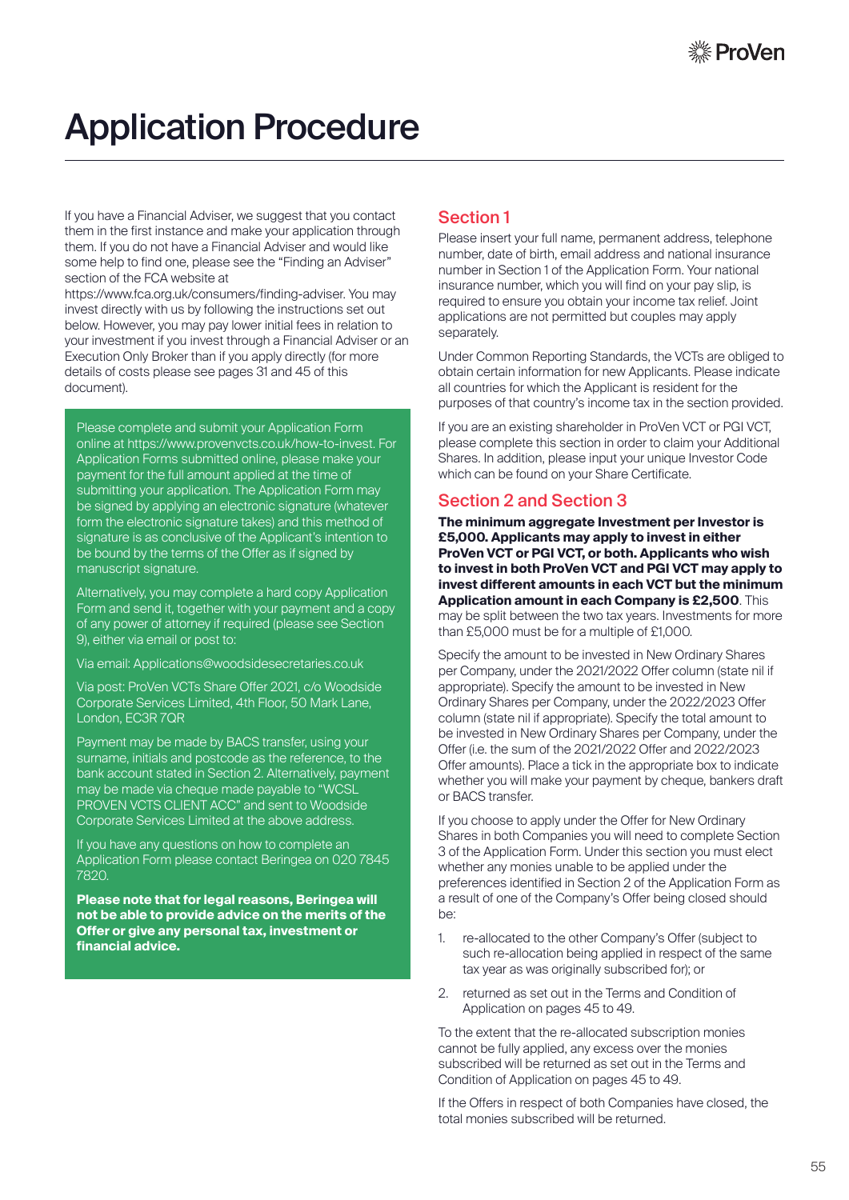# Application Procedure

If you have a Financial Adviser, we suggest that you contact them in the first instance and make your application through them. If you do not have a Financial Adviser and would like some help to find one, please see the "Finding an Adviser" section of the FCA website at https://www.fca.org.uk/consumers/finding-adviser. You may invest directly with us by following the instructions set out below. However, you may pay lower initial fees in relation to your investment if you invest through a Financial Adviser or an Execution Only Broker than if you apply directly (for more details of costs please see pages 31 and 45 of this document).

Please complete and submit your Application Form online at https://www.provenvcts.co.uk/how-to-invest. For Application Forms submitted online, please make your payment for the full amount applied at the time of submitting your application. The Application Form may be signed by applying an electronic signature (whatever form the electronic signature takes) and this method of signature is as conclusive of the Applicant's intention to be bound by the terms of the Offer as if signed by manuscript signature.

Alternatively, you may complete a hard copy Application Form and send it, together with your payment and a copy of any power of attorney if required (please see Section 9), either via email or post to:

Via email: Applications@woodsidesecretaries.co.uk

Via post: ProVen VCTs Share Offer 2021, c/o Woodside Corporate Services Limited, 4th Floor, 50 Mark Lane, London, EC3R 7QR

Payment may be made by BACS transfer, using your surname, initials and postcode as the reference, to the bank account stated in Section 2. Alternatively, payment may be made via cheque made payable to "WCSL PROVEN VCTS CLIENT ACC" and sent to Woodside Corporate Services Limited at the above address.

If you have any questions on how to complete an Application Form please contact Beringea on 020 7845 7820.

**Please note that for legal reasons, Beringea will not be able to provide advice on the merits of the Offer or give any personal tax, investment or financial advice.**

## Section 1

Please insert your full name, permanent address, telephone number, date of birth, email address and national insurance number in Section 1 of the Application Form. Your national insurance number, which you will find on your pay slip, is required to ensure you obtain your income tax relief. Joint applications are not permitted but couples may apply separately.

Under Common Reporting Standards, the VCTs are obliged to obtain certain information for new Applicants. Please indicate all countries for which the Applicant is resident for the purposes of that country's income tax in the section provided.

If you are an existing shareholder in ProVen VCT or PGI VCT, please complete this section in order to claim your Additional Shares. In addition, please input your unique Investor Code which can be found on your Share Certificate.

## Section 2 and Section 3

**The minimum aggregate Investment per Investor is £5,000. Applicants may apply to invest in either ProVen VCT or PGI VCT, or both. Applicants who wish to invest in both ProVen VCT and PGI VCT may apply to invest different amounts in each VCT but the minimum Application amount in each Company is £2,500**. This may be split between the two tax years. Investments for more than £5,000 must be for a multiple of £1,000.

Specify the amount to be invested in New Ordinary Shares per Company, under the 2021/2022 Offer column (state nil if appropriate). Specify the amount to be invested in New Ordinary Shares per Company, under the 2022/2023 Offer column (state nil if appropriate). Specify the total amount to be invested in New Ordinary Shares per Company, under the Offer (i.e. the sum of the 2021/2022 Offer and 2022/2023 Offer amounts). Place a tick in the appropriate box to indicate whether you will make your payment by cheque, bankers draft or BACS transfer.

If you choose to apply under the Offer for New Ordinary Shares in both Companies you will need to complete Section 3 of the Application Form. Under this section you must elect whether any monies unable to be applied under the preferences identified in Section 2 of the Application Form as a result of one of the Company's Offer being closed should be:

1. re-allocated to the other Company's Offer (subject to such re-allocation being applied in respect of the same tax year as was originally subscribed for); or
2. returned as set out in the Terms and Condition of Application on pages 45 to 49.

To the extent that the re-allocated subscription monies cannot be fully applied, any excess over the monies subscribed will be returned as set out in the Terms and Condition of Application on pages 45 to 49.

If the Offers in respect of both Companies have closed, the total monies subscribed will be returned.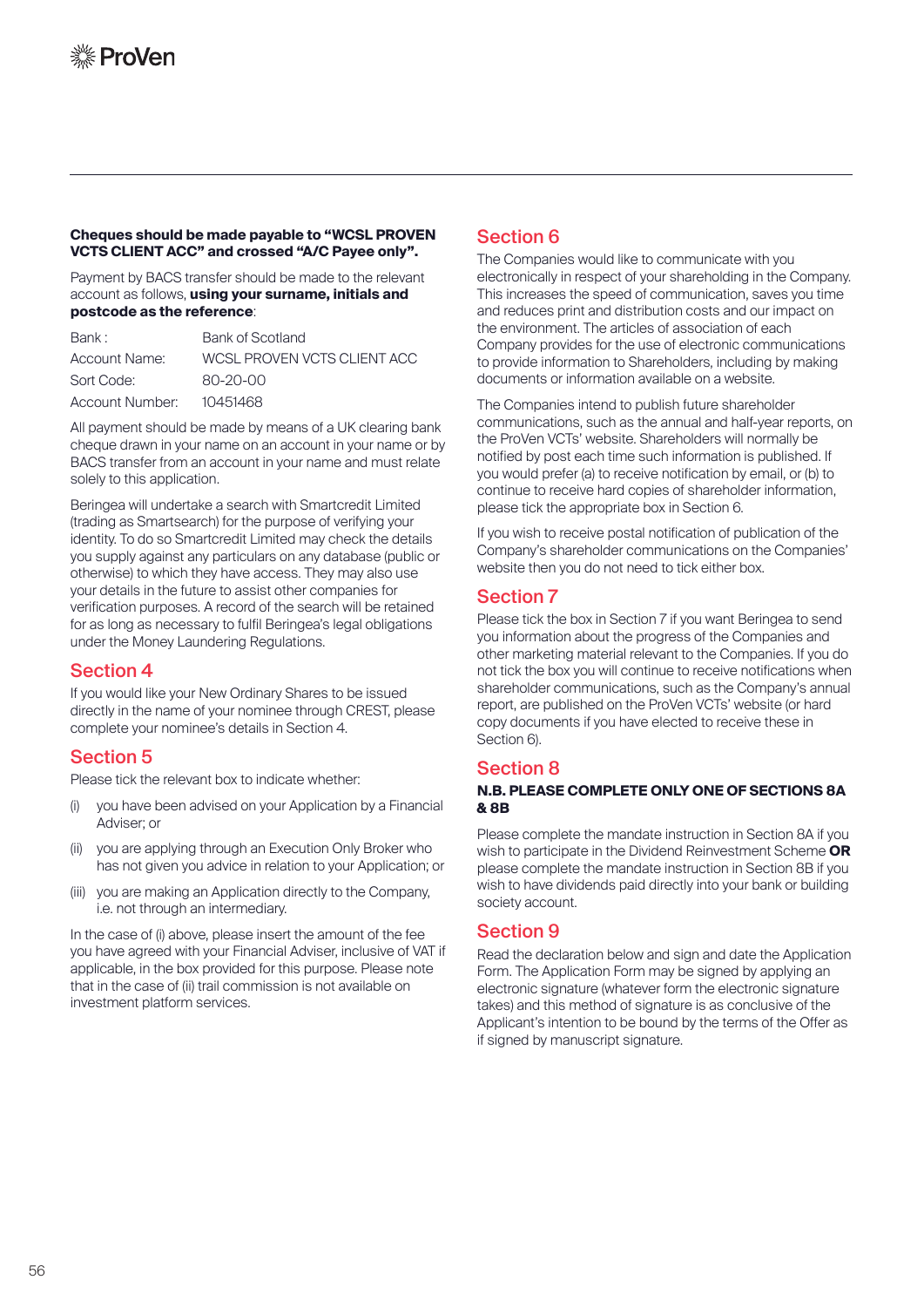**Cheques should be made payable to "WCSL PROVEN VCTS CLIENT ACC" and crossed "A/C Payee only".**

Payment by BACS transfer should be made to the relevant account as follows, **using your surname, initials and postcode as the reference**:

| | |
|---|---|
| Bank : | Bank of Scotland |
| Account Name: | WCSL PROVEN VCTS CLIENT ACC |
| Sort Code: | 80-20-00 |
| Account Number: | 10451468 |

All payment should be made by means of a UK clearing bank cheque drawn in your name on an account in your name or by BACS transfer from an account in your name and must relate solely to this application.

Beringea will undertake a search with Smartcredit Limited (trading as Smartsearch) for the purpose of verifying your identity. To do so Smartcredit Limited may check the details you supply against any particulars on any database (public or otherwise) to which they have access. They may also use your details in the future to assist other companies for verification purposes. A record of the search will be retained for as long as necessary to fulfil Beringea's legal obligations under the Money Laundering Regulations.

## Section 4

If you would like your New Ordinary Shares to be issued directly in the name of your nominee through CREST, please complete your nominee's details in Section 4.

## Section 5

Please tick the relevant box to indicate whether:

(i) you have been advised on your Application by a Financial Adviser; or

(ii) you are applying through an Execution Only Broker who has not given you advice in relation to your Application; or

(iii) you are making an Application directly to the Company, i.e. not through an intermediary.

In the case of (i) above, please insert the amount of the fee you have agreed with your Financial Adviser, inclusive of VAT if applicable, in the box provided for this purpose. Please note that in the case of (ii) trail commission is not available on investment platform services.

## Section 6

The Companies would like to communicate with you electronically in respect of your shareholding in the Company. This increases the speed of communication, saves you time and reduces print and distribution costs and our impact on the environment. The articles of association of each Company provides for the use of electronic communications to provide information to Shareholders, including by making documents or information available on a website.

The Companies intend to publish future shareholder communications, such as the annual and half-year reports, on the ProVen VCTs' website. Shareholders will normally be notified by post each time such information is published. If you would prefer (a) to receive notification by email, or (b) to continue to receive hard copies of shareholder information, please tick the appropriate box in Section 6.

If you wish to receive postal notification of publication of the Company's shareholder communications on the Companies' website then you do not need to tick either box.

## Section 7

Please tick the box in Section 7 if you want Beringea to send you information about the progress of the Companies and other marketing material relevant to the Companies. If you do not tick the box you will continue to receive notifications when shareholder communications, such as the Company's annual report, are published on the ProVen VCTs' website (or hard copy documents if you have elected to receive these in Section 6).

## Section 8

**N.B. PLEASE COMPLETE ONLY ONE OF SECTIONS 8A & 8B**

Please complete the mandate instruction in Section 8A if you wish to participate in the Dividend Reinvestment Scheme **OR** please complete the mandate instruction in Section 8B if you wish to have dividends paid directly into your bank or building society account.

## Section 9

Read the declaration below and sign and date the Application Form. The Application Form may be signed by applying an electronic signature (whatever form the electronic signature takes) and this method of signature is as conclusive of the Applicant's intention to be bound by the terms of the Offer as if signed by manuscript signature.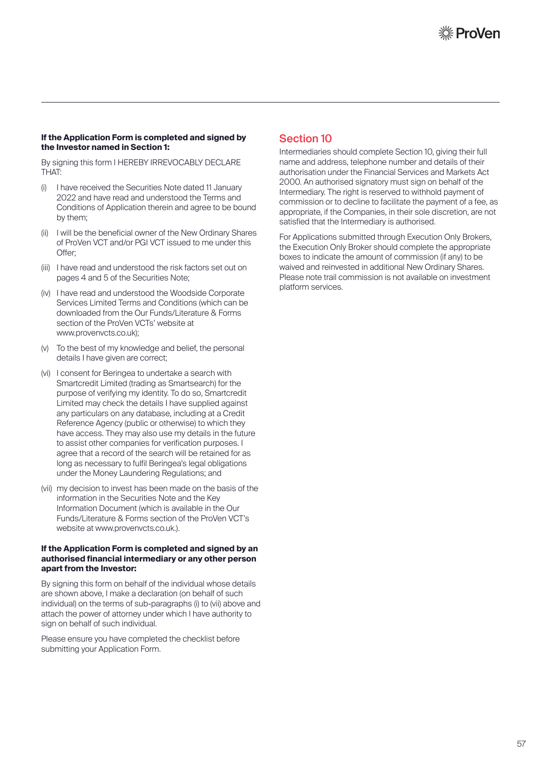**If the Application Form is completed and signed by the Investor named in Section 1:**

By signing this form I HEREBY IRREVOCABLY DECLARE THAT:

(i) I have received the Securities Note dated 11 January 2022 and have read and understood the Terms and Conditions of Application therein and agree to be bound by them;

(ii) I will be the beneficial owner of the New Ordinary Shares of ProVen VCT and/or PGI VCT issued to me under this Offer;

(iii) I have read and understood the risk factors set out on pages 4 and 5 of the Securities Note;

(iv) I have read and understood the Woodside Corporate Services Limited Terms and Conditions (which can be downloaded from the Our Funds/Literature & Forms section of the ProVen VCTs' website at www.provenvcts.co.uk);

(v) To the best of my knowledge and belief, the personal details I have given are correct;

(vi) I consent for Beringea to undertake a search with Smartcredit Limited (trading as Smartsearch) for the purpose of verifying my identity. To do so, Smartcredit Limited may check the details I have supplied against any particulars on any database, including at a Credit Reference Agency (public or otherwise) to which they have access. They may also use my details in the future to assist other companies for verification purposes. I agree that a record of the search will be retained for as long as necessary to fulfil Beringea's legal obligations under the Money Laundering Regulations; and

(vii) my decision to invest has been made on the basis of the information in the Securities Note and the Key Information Document (which is available in the Our Funds/Literature & Forms section of the ProVen VCT's website at www.provenvcts.co.uk.).

**If the Application Form is completed and signed by an authorised financial intermediary or any other person apart from the Investor:**

By signing this form on behalf of the individual whose details are shown above, I make a declaration (on behalf of such individual) on the terms of sub-paragraphs (i) to (vii) above and attach the power of attorney under which I have authority to sign on behalf of such individual.

Please ensure you have completed the checklist before submitting your Application Form.

## Section 10

Intermediaries should complete Section 10, giving their full name and address, telephone number and details of their authorisation under the Financial Services and Markets Act 2000. An authorised signatory must sign on behalf of the Intermediary. The right is reserved to withhold payment of commission or to decline to facilitate the payment of a fee, as appropriate, if the Companies, in their sole discretion, are not satisfied that the Intermediary is authorised.

For Applications submitted through Execution Only Brokers, the Execution Only Broker should complete the appropriate boxes to indicate the amount of commission (if any) to be waived and reinvested in additional New Ordinary Shares. Please note trail commission is not available on investment platform services.